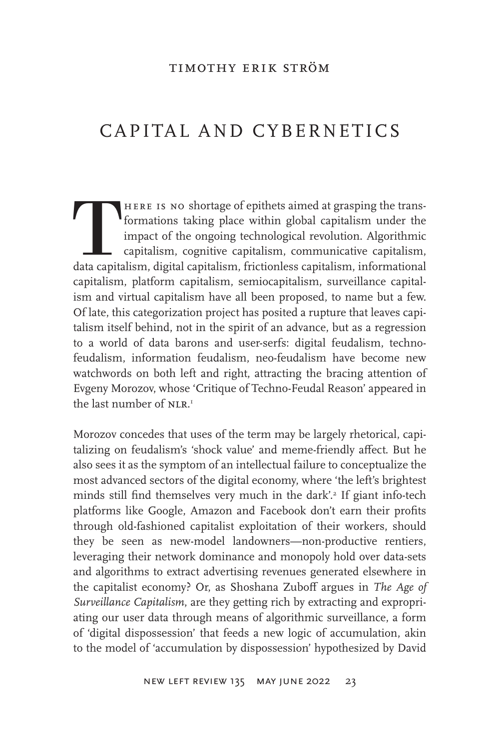TIMOTHY ERIK STRÖM

# CAPITAL AND CYBERNETICS

There is no shortage of epithets aimed at grasping the transformations taking place within global capitalism under the impact of the ongoing technological revolution. Algorithmic capitalism, cognitive capitalism, communicative capitalism, data capitalism, digital capitalism, frictionless capitalism, informational capitalism, platform capitalism, semiocapitalism, surveillance capitalism and virtual capitalism have all been proposed, to name but a few. Of late, this categorization project has posited a rupture that leaves capitalism itself behind, not in the spirit of an advance, but as a regression to a world of data barons and user-serfs: digital feudalism, techno-feudalism, information feudalism, neo-feudalism have become new watchwords on both left and right, attracting the bracing attention of Evgeny Morozov, whose 'Critique of Techno-Feudal Reason' appeared in the last number of NLR.[1]

Morozov concedes that uses of the term may be largely rhetorical, capitalizing on feudalism's 'shock value' and meme-friendly affect. But he also sees it as the symptom of an intellectual failure to conceptualize the most advanced sectors of the digital economy, where 'the left's brightest minds still find themselves very much in the dark'.[2] If giant info-tech platforms like Google, Amazon and Facebook don't earn their profits through old-fashioned capitalist exploitation of their workers, should they be seen as new-model landowners—non-productive rentiers, leveraging their network dominance and monopoly hold over data-sets and algorithms to extract advertising revenues generated elsewhere in the capitalist economy? Or, as Shoshana Zuboff argues in *The Age of Surveillance Capitalism*, are they getting rich by extracting and expropriating our user data through means of algorithmic surveillance, a form of 'digital dispossession' that feeds a new logic of accumulation, akin to the model of 'accumulation by dispossession' hypothesized by David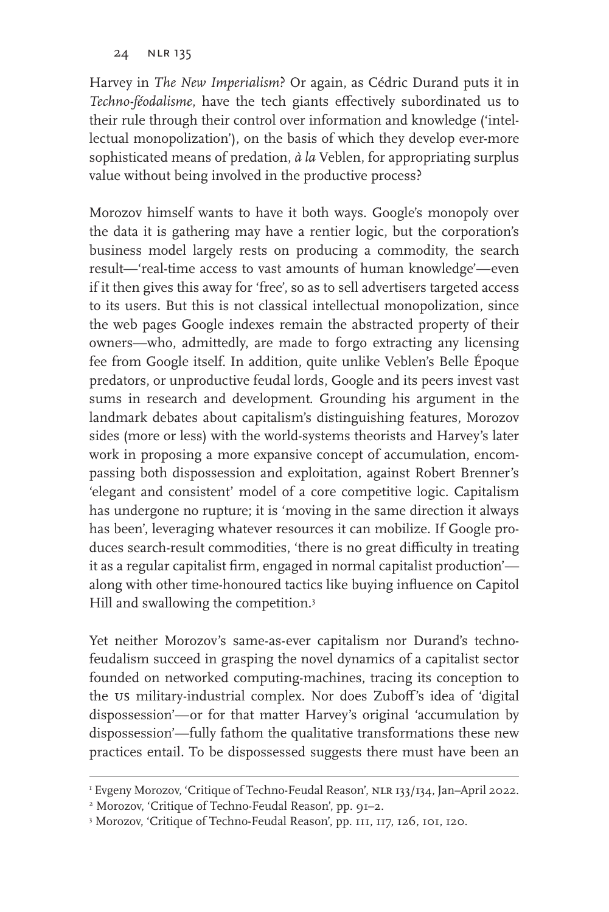Harvey in *The New Imperialism*? Or again, as Cédric Durand puts it in *Techno-féodalisme*, have the tech giants effectively subordinated us to their rule through their control over information and knowledge ('intellectual monopolization'), on the basis of which they develop ever-more sophisticated means of predation, *à la* Veblen, for appropriating surplus value without being involved in the productive process?

Morozov himself wants to have it both ways. Google's monopoly over the data it is gathering may have a rentier logic, but the corporation's business model largely rests on producing a commodity, the search result—'real-time access to vast amounts of human knowledge'—even if it then gives this away for 'free', so as to sell advertisers targeted access to its users. But this is not classical intellectual monopolization, since the web pages Google indexes remain the abstracted property of their owners—who, admittedly, are made to forgo extracting any licensing fee from Google itself. In addition, quite unlike Veblen's Belle Époque predators, or unproductive feudal lords, Google and its peers invest vast sums in research and development. Grounding his argument in the landmark debates about capitalism's distinguishing features, Morozov sides (more or less) with the world-systems theorists and Harvey's later work in proposing a more expansive concept of accumulation, encompassing both dispossession and exploitation, against Robert Brenner's 'elegant and consistent' model of a core competitive logic. Capitalism has undergone no rupture; it is 'moving in the same direction it always has been', leveraging whatever resources it can mobilize. If Google produces search-result commodities, 'there is no great difficulty in treating it as a regular capitalist firm, engaged in normal capitalist production'—along with other time-honoured tactics like buying influence on Capitol Hill and swallowing the competition.[3]

Yet neither Morozov's same-as-ever capitalism nor Durand's techno-feudalism succeed in grasping the novel dynamics of a capitalist sector founded on networked computing-machines, tracing its conception to the US military-industrial complex. Nor does Zuboff's idea of 'digital dispossession'—or for that matter Harvey's original 'accumulation by dispossession'—fully fathom the qualitative transformations these new practices entail. To be dispossessed suggests there must have been an

---

[1] Evgeny Morozov, 'Critique of Techno-Feudal Reason', NLR 133/134, Jan–April 2022.

[2] Morozov, 'Critique of Techno-Feudal Reason', pp. 91–2.

[3] Morozov, 'Critique of Techno-Feudal Reason', pp. 111, 117, 126, 101, 120.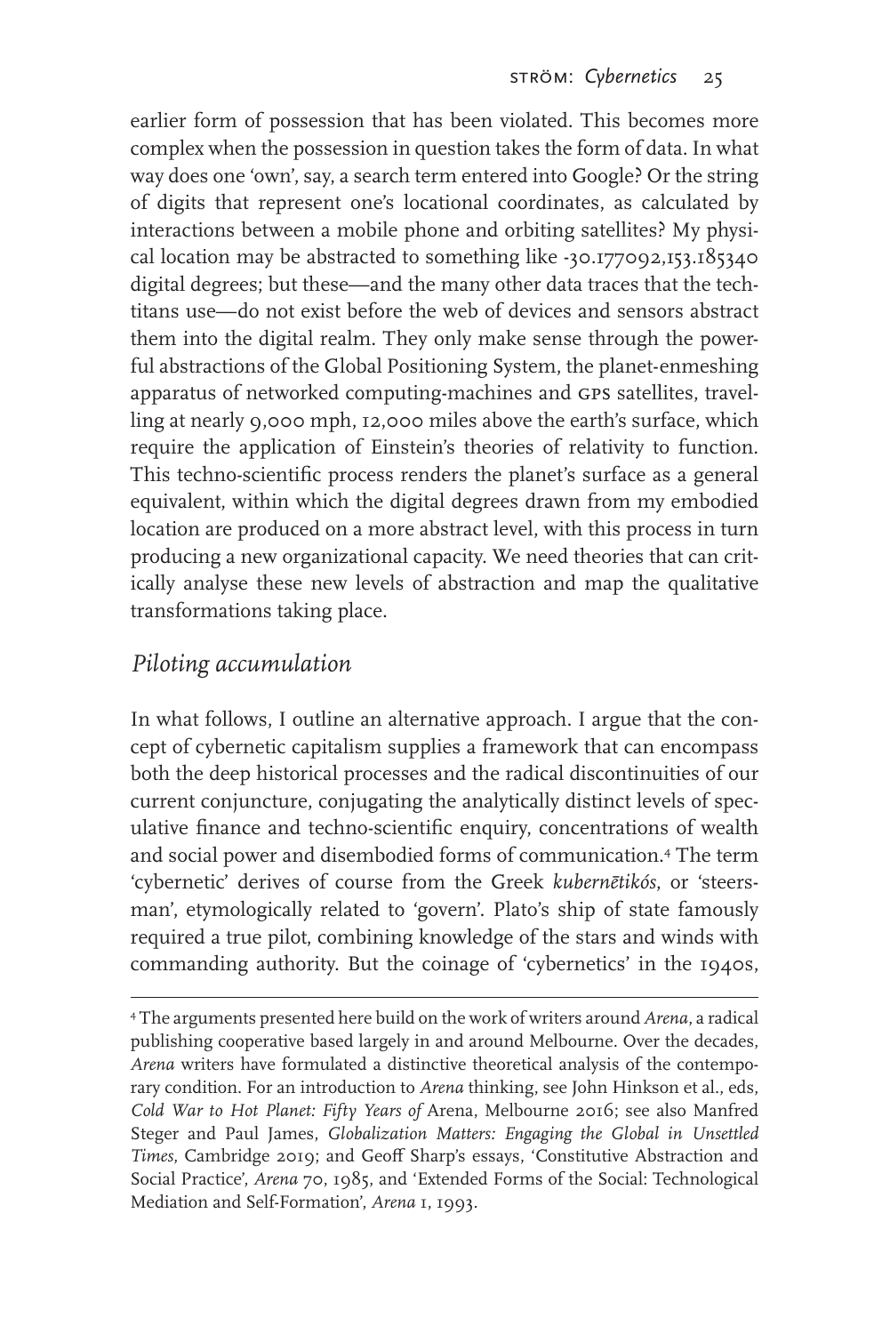earlier form of possession that has been violated. This becomes more complex when the possession in question takes the form of data. In what way does one 'own', say, a search term entered into Google? Or the string of digits that represent one's locational coordinates, as calculated by interactions between a mobile phone and orbiting satellites? My physical location may be abstracted to something like -30.177092,153.185340 digital degrees; but these—and the many other data traces that the tech-titans use—do not exist before the web of devices and sensors abstract them into the digital realm. They only make sense through the powerful abstractions of the Global Positioning System, the planet-enmeshing apparatus of networked computing-machines and GPS satellites, travelling at nearly 9,000 mph, 12,000 miles above the earth's surface, which require the application of Einstein's theories of relativity to function. This techno-scientific process renders the planet's surface as a general equivalent, within which the digital degrees drawn from my embodied location are produced on a more abstract level, with this process in turn producing a new organizational capacity. We need theories that can critically analyse these new levels of abstraction and map the qualitative transformations taking place.

## *Piloting accumulation*

In what follows, I outline an alternative approach. I argue that the concept of cybernetic capitalism supplies a framework that can encompass both the deep historical processes and the radical discontinuities of our current conjuncture, conjugating the analytically distinct levels of speculative finance and techno-scientific enquiry, concentrations of wealth and social power and disembodied forms of communication.[4] The term 'cybernetic' derives of course from the Greek *kubernētikós*, or 'steersman', etymologically related to 'govern'. Plato's ship of state famously required a true pilot, combining knowledge of the stars and winds with commanding authority. But the coinage of 'cybernetics' in the 1940s,

---

[4] The arguments presented here build on the work of writers around *Arena*, a radical publishing cooperative based largely in and around Melbourne. Over the decades, *Arena* writers have formulated a distinctive theoretical analysis of the contemporary condition. For an introduction to *Arena* thinking, see John Hinkson et al., eds, *Cold War to Hot Planet: Fifty Years of* Arena, Melbourne 2016; see also Manfred Steger and Paul James, *Globalization Matters: Engaging the Global in Unsettled Times*, Cambridge 2019; and Geoff Sharp's essays, 'Constitutive Abstraction and Social Practice', *Arena* 70, 1985, and 'Extended Forms of the Social: Technological Mediation and Self-Formation', *Arena* 1, 1993.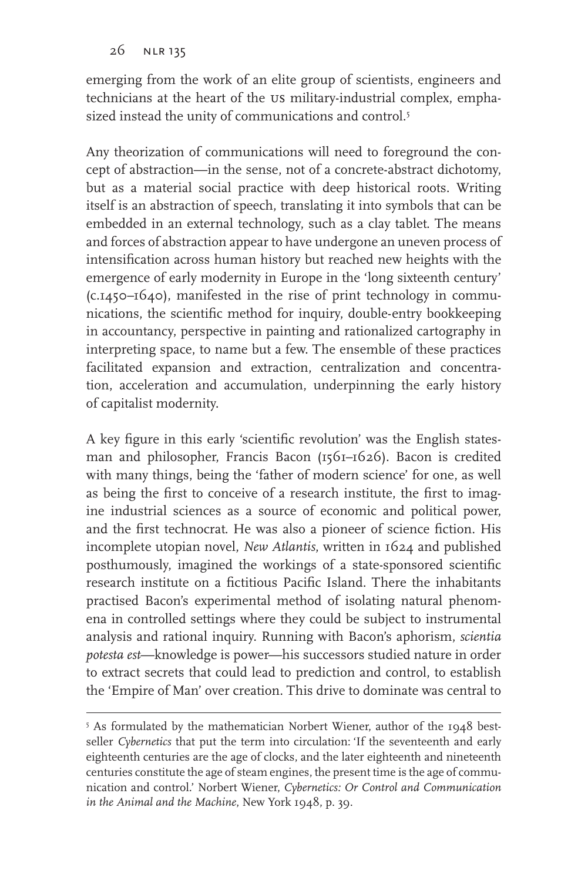emerging from the work of an elite group of scientists, engineers and technicians at the heart of the US military-industrial complex, emphasized instead the unity of communications and control.[5]

Any theorization of communications will need to foreground the concept of abstraction—in the sense, not of a concrete-abstract dichotomy, but as a material social practice with deep historical roots. Writing itself is an abstraction of speech, translating it into symbols that can be embedded in an external technology, such as a clay tablet. The means and forces of abstraction appear to have undergone an uneven process of intensification across human history but reached new heights with the emergence of early modernity in Europe in the 'long sixteenth century' (c.1450–1640), manifested in the rise of print technology in communications, the scientific method for inquiry, double-entry bookkeeping in accountancy, perspective in painting and rationalized cartography in interpreting space, to name but a few. The ensemble of these practices facilitated expansion and extraction, centralization and concentration, acceleration and accumulation, underpinning the early history of capitalist modernity.

A key figure in this early 'scientific revolution' was the English statesman and philosopher, Francis Bacon (1561–1626). Bacon is credited with many things, being the 'father of modern science' for one, as well as being the first to conceive of a research institute, the first to imagine industrial sciences as a source of economic and political power, and the first technocrat. He was also a pioneer of science fiction. His incomplete utopian novel, *New Atlantis*, written in 1624 and published posthumously, imagined the workings of a state-sponsored scientific research institute on a fictitious Pacific Island. There the inhabitants practised Bacon's experimental method of isolating natural phenomena in controlled settings where they could be subject to instrumental analysis and rational inquiry. Running with Bacon's aphorism, *scientia potesta est*—knowledge is power—his successors studied nature in order to extract secrets that could lead to prediction and control, to establish the 'Empire of Man' over creation. This drive to dominate was central to

[5] As formulated by the mathematician Norbert Wiener, author of the 1948 best-seller *Cybernetics* that put the term into circulation: 'If the seventeenth and early eighteenth centuries are the age of clocks, and the later eighteenth and nineteenth centuries constitute the age of steam engines, the present time is the age of communication and control.' Norbert Wiener, *Cybernetics: Or Control and Communication in the Animal and the Machine*, New York 1948, p. 39.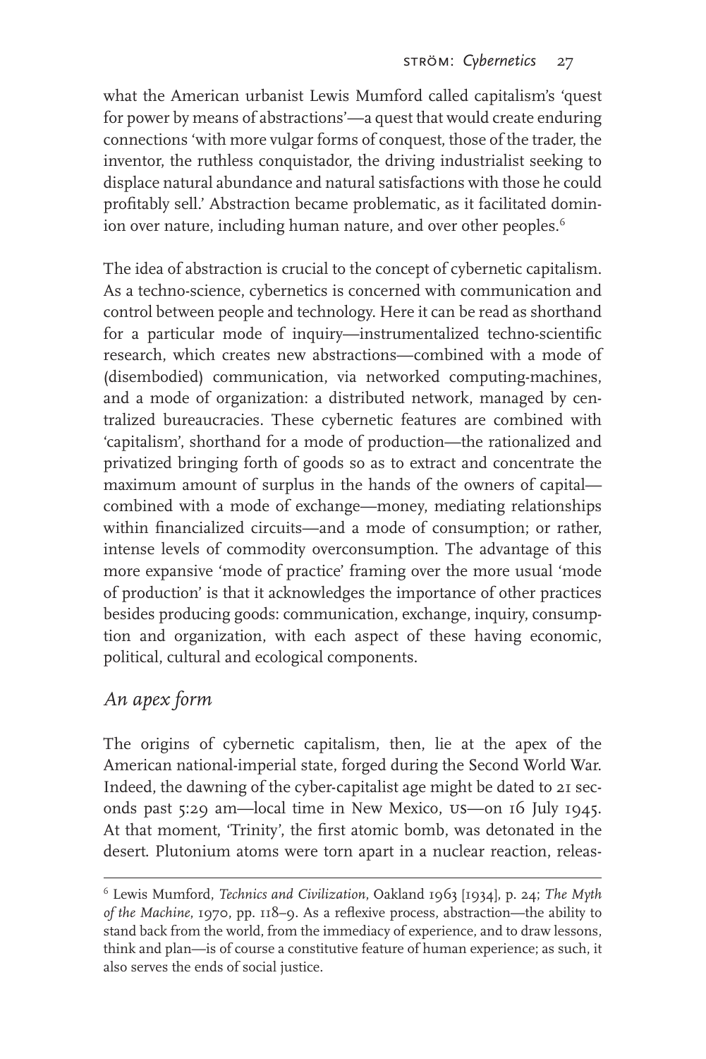what the American urbanist Lewis Mumford called capitalism's 'quest for power by means of abstractions'—a quest that would create enduring connections 'with more vulgar forms of conquest, those of the trader, the inventor, the ruthless conquistador, the driving industrialist seeking to displace natural abundance and natural satisfactions with those he could profitably sell.' Abstraction became problematic, as it facilitated dominion over nature, including human nature, and over other peoples.[6]

The idea of abstraction is crucial to the concept of cybernetic capitalism. As a techno-science, cybernetics is concerned with communication and control between people and technology. Here it can be read as shorthand for a particular mode of inquiry—instrumentalized techno-scientific research, which creates new abstractions—combined with a mode of (disembodied) communication, via networked computing-machines, and a mode of organization: a distributed network, managed by centralized bureaucracies. These cybernetic features are combined with 'capitalism', shorthand for a mode of production—the rationalized and privatized bringing forth of goods so as to extract and concentrate the maximum amount of surplus in the hands of the owners of capital—combined with a mode of exchange—money, mediating relationships within financialized circuits—and a mode of consumption; or rather, intense levels of commodity overconsumption. The advantage of this more expansive 'mode of practice' framing over the more usual 'mode of production' is that it acknowledges the importance of other practices besides producing goods: communication, exchange, inquiry, consumption and organization, with each aspect of these having economic, political, cultural and ecological components.

## *An apex form*

The origins of cybernetic capitalism, then, lie at the apex of the American national-imperial state, forged during the Second World War. Indeed, the dawning of the cyber-capitalist age might be dated to 21 seconds past 5:29 am—local time in New Mexico, US—on 16 July 1945. At that moment, 'Trinity', the first atomic bomb, was detonated in the desert. Plutonium atoms were torn apart in a nuclear reaction, releas-

[6] Lewis Mumford, *Technics and Civilization*, Oakland 1963 [1934], p. 24; *The Myth of the Machine*, 1970, pp. 118–9. As a reflexive process, abstraction—the ability to stand back from the world, from the immediacy of experience, and to draw lessons, think and plan—is of course a constitutive feature of human experience; as such, it also serves the ends of social justice.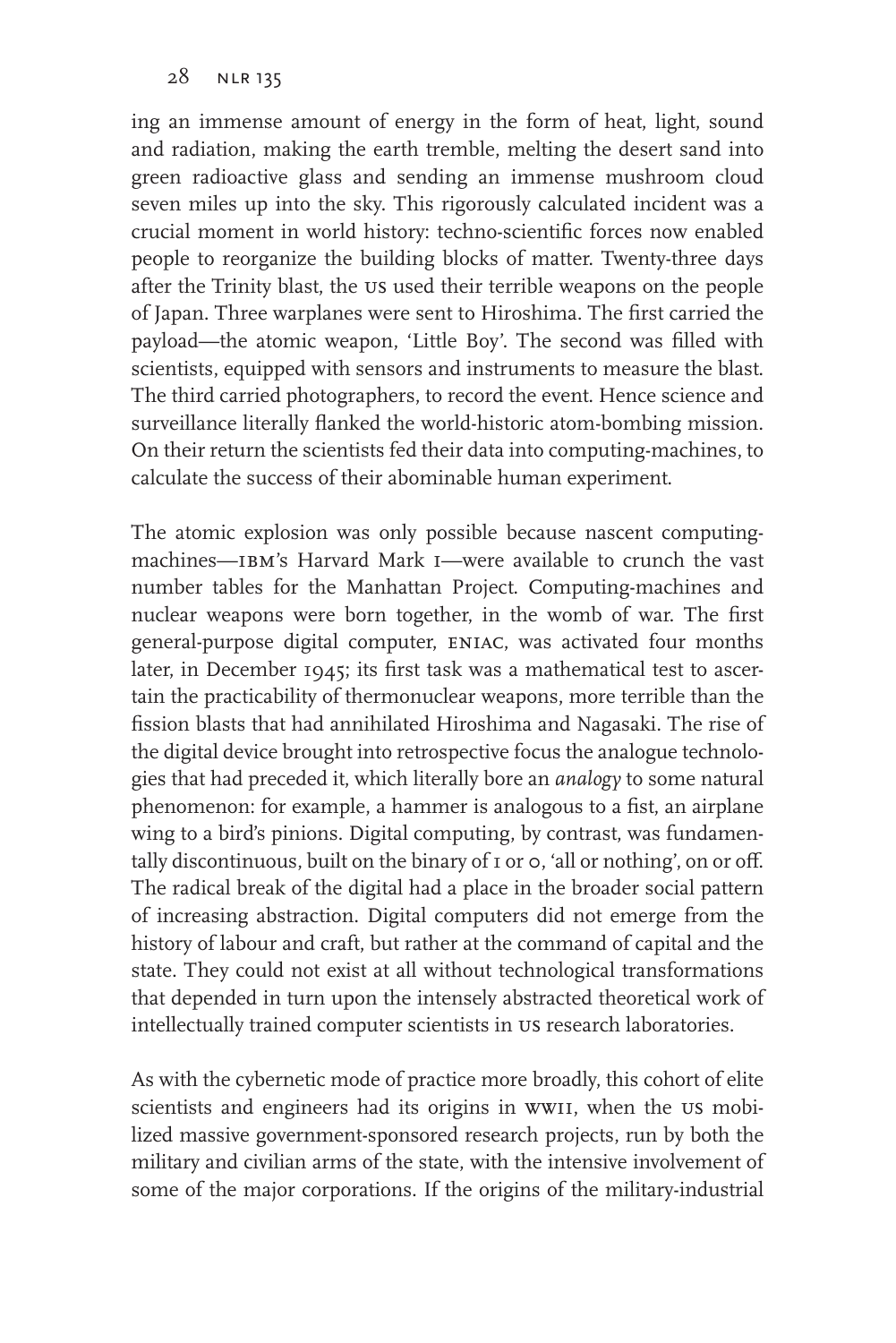ing an immense amount of energy in the form of heat, light, sound and radiation, making the earth tremble, melting the desert sand into green radioactive glass and sending an immense mushroom cloud seven miles up into the sky. This rigorously calculated incident was a crucial moment in world history: techno-scientific forces now enabled people to reorganize the building blocks of matter. Twenty-three days after the Trinity blast, the US used their terrible weapons on the people of Japan. Three warplanes were sent to Hiroshima. The first carried the payload—the atomic weapon, 'Little Boy'. The second was filled with scientists, equipped with sensors and instruments to measure the blast. The third carried photographers, to record the event. Hence science and surveillance literally flanked the world-historic atom-bombing mission. On their return the scientists fed their data into computing-machines, to calculate the success of their abominable human experiment.

The atomic explosion was only possible because nascent computing-machines—IBM's Harvard Mark I—were available to crunch the vast number tables for the Manhattan Project. Computing-machines and nuclear weapons were born together, in the womb of war. The first general-purpose digital computer, ENIAC, was activated four months later, in December 1945; its first task was a mathematical test to ascertain the practicability of thermonuclear weapons, more terrible than the fission blasts that had annihilated Hiroshima and Nagasaki. The rise of the digital device brought into retrospective focus the analogue technologies that had preceded it, which literally bore an *analogy* to some natural phenomenon: for example, a hammer is analogous to a fist, an airplane wing to a bird's pinions. Digital computing, by contrast, was fundamentally discontinuous, built on the binary of 1 or 0, 'all or nothing', on or off. The radical break of the digital had a place in the broader social pattern of increasing abstraction. Digital computers did not emerge from the history of labour and craft, but rather at the command of capital and the state. They could not exist at all without technological transformations that depended in turn upon the intensely abstracted theoretical work of intellectually trained computer scientists in US research laboratories.

As with the cybernetic mode of practice more broadly, this cohort of elite scientists and engineers had its origins in WWII, when the US mobilized massive government-sponsored research projects, run by both the military and civilian arms of the state, with the intensive involvement of some of the major corporations. If the origins of the military-industrial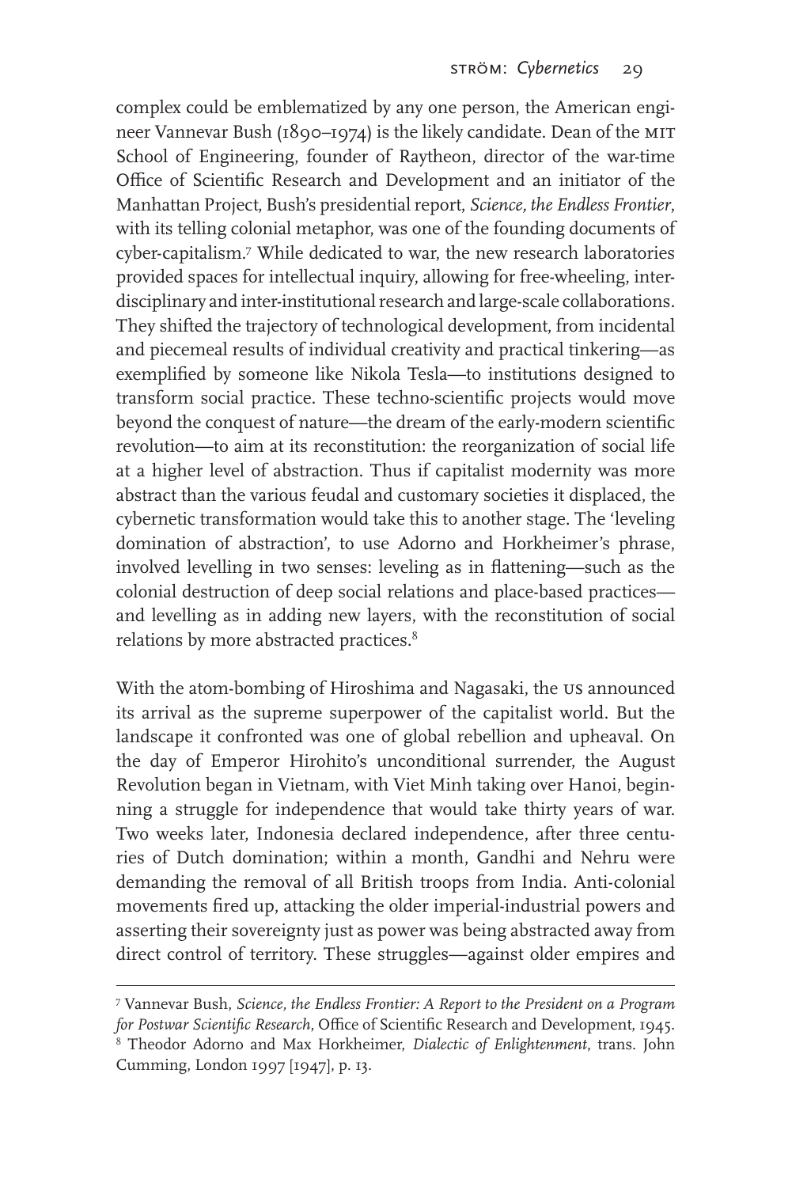complex could be emblematized by any one person, the American engineer Vannevar Bush (1890–1974) is the likely candidate. Dean of the MIT School of Engineering, founder of Raytheon, director of the war-time Office of Scientific Research and Development and an initiator of the Manhattan Project, Bush's presidential report, *Science, the Endless Frontier*, with its telling colonial metaphor, was one of the founding documents of cyber-capitalism.[7] While dedicated to war, the new research laboratories provided spaces for intellectual inquiry, allowing for free-wheeling, interdisciplinary and inter-institutional research and large-scale collaborations. They shifted the trajectory of technological development, from incidental and piecemeal results of individual creativity and practical tinkering—as exemplified by someone like Nikola Tesla—to institutions designed to transform social practice. These techno-scientific projects would move beyond the conquest of nature—the dream of the early-modern scientific revolution—to aim at its reconstitution: the reorganization of social life at a higher level of abstraction. Thus if capitalist modernity was more abstract than the various feudal and customary societies it displaced, the cybernetic transformation would take this to another stage. The 'leveling domination of abstraction', to use Adorno and Horkheimer's phrase, involved levelling in two senses: leveling as in flattening—such as the colonial destruction of deep social relations and place-based practices—and levelling as in adding new layers, with the reconstitution of social relations by more abstracted practices.[8]

With the atom-bombing of Hiroshima and Nagasaki, the US announced its arrival as the supreme superpower of the capitalist world. But the landscape it confronted was one of global rebellion and upheaval. On the day of Emperor Hirohito's unconditional surrender, the August Revolution began in Vietnam, with Viet Minh taking over Hanoi, beginning a struggle for independence that would take thirty years of war. Two weeks later, Indonesia declared independence, after three centuries of Dutch domination; within a month, Gandhi and Nehru were demanding the removal of all British troops from India. Anti-colonial movements fired up, attacking the older imperial-industrial powers and asserting their sovereignty just as power was being abstracted away from direct control of territory. These struggles—against older empires and

---

[7] Vannevar Bush, *Science, the Endless Frontier: A Report to the President on a Program for Postwar Scientific Research*, Office of Scientific Research and Development, 1945.

[8] Theodor Adorno and Max Horkheimer, *Dialectic of Enlightenment*, trans. John Cumming, London 1997 [1947], p. 13.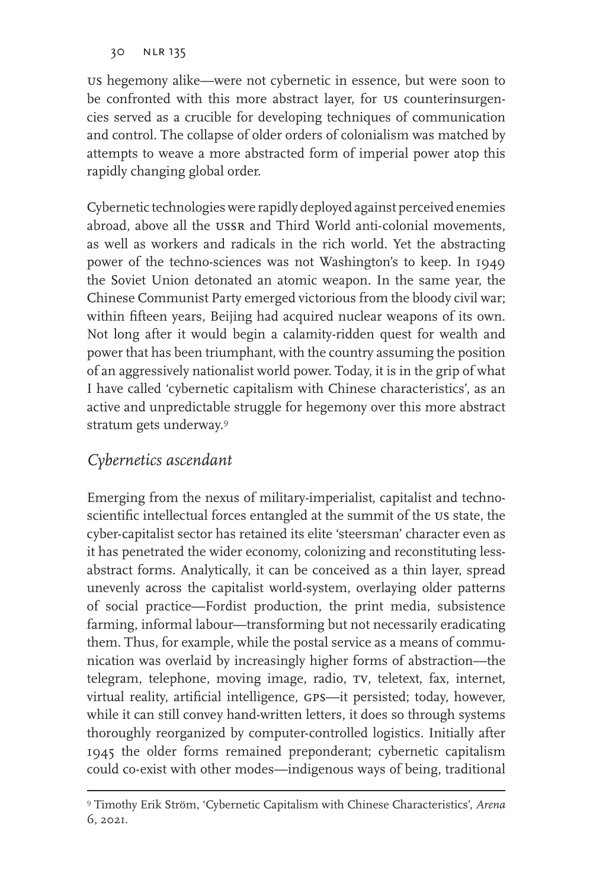US hegemony alike—were not cybernetic in essence, but were soon to be confronted with this more abstract layer, for US counterinsurgencies served as a crucible for developing techniques of communication and control. The collapse of older orders of colonialism was matched by attempts to weave a more abstracted form of imperial power atop this rapidly changing global order.

Cybernetic technologies were rapidly deployed against perceived enemies abroad, above all the USSR and Third World anti-colonial movements, as well as workers and radicals in the rich world. Yet the abstracting power of the techno-sciences was not Washington's to keep. In 1949 the Soviet Union detonated an atomic weapon. In the same year, the Chinese Communist Party emerged victorious from the bloody civil war; within fifteen years, Beijing had acquired nuclear weapons of its own. Not long after it would begin a calamity-ridden quest for wealth and power that has been triumphant, with the country assuming the position of an aggressively nationalist world power. Today, it is in the grip of what I have called 'cybernetic capitalism with Chinese characteristics', as an active and unpredictable struggle for hegemony over this more abstract stratum gets underway.[9]

## *Cybernetics ascendant*

Emerging from the nexus of military-imperialist, capitalist and techno-scientific intellectual forces entangled at the summit of the US state, the cyber-capitalist sector has retained its elite 'steersman' character even as it has penetrated the wider economy, colonizing and reconstituting less-abstract forms. Analytically, it can be conceived as a thin layer, spread unevenly across the capitalist world-system, overlaying older patterns of social practice—Fordist production, the print media, subsistence farming, informal labour—transforming but not necessarily eradicating them. Thus, for example, while the postal service as a means of communication was overlaid by increasingly higher forms of abstraction—the telegram, telephone, moving image, radio, TV, teletext, fax, internet, virtual reality, artificial intelligence, GPS—it persisted; today, however, while it can still convey hand-written letters, it does so through systems thoroughly reorganized by computer-controlled logistics. Initially after 1945 the older forms remained preponderant; cybernetic capitalism could co-exist with other modes—indigenous ways of being, traditional

---

[9] Timothy Erik Ström, 'Cybernetic Capitalism with Chinese Characteristics', *Arena* 6, 2021.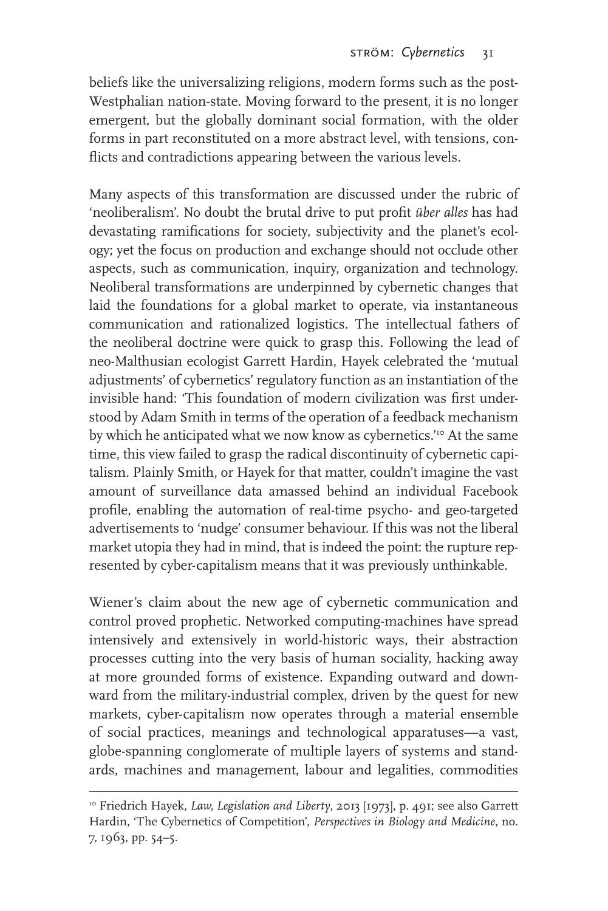beliefs like the universalizing religions, modern forms such as the post-Westphalian nation-state. Moving forward to the present, it is no longer emergent, but the globally dominant social formation, with the older forms in part reconstituted on a more abstract level, with tensions, conflicts and contradictions appearing between the various levels.

Many aspects of this transformation are discussed under the rubric of 'neoliberalism'. No doubt the brutal drive to put profit *über alles* has had devastating ramifications for society, subjectivity and the planet's ecology; yet the focus on production and exchange should not occlude other aspects, such as communication, inquiry, organization and technology. Neoliberal transformations are underpinned by cybernetic changes that laid the foundations for a global market to operate, via instantaneous communication and rationalized logistics. The intellectual fathers of the neoliberal doctrine were quick to grasp this. Following the lead of neo-Malthusian ecologist Garrett Hardin, Hayek celebrated the 'mutual adjustments' of cybernetics' regulatory function as an instantiation of the invisible hand: 'This foundation of modern civilization was first understood by Adam Smith in terms of the operation of a feedback mechanism by which he anticipated what we now know as cybernetics.'[10] At the same time, this view failed to grasp the radical discontinuity of cybernetic capitalism. Plainly Smith, or Hayek for that matter, couldn't imagine the vast amount of surveillance data amassed behind an individual Facebook profile, enabling the automation of real-time psycho- and geo-targeted advertisements to 'nudge' consumer behaviour. If this was not the liberal market utopia they had in mind, that is indeed the point: the rupture represented by cyber-capitalism means that it was previously unthinkable.

Wiener's claim about the new age of cybernetic communication and control proved prophetic. Networked computing-machines have spread intensively and extensively in world-historic ways, their abstraction processes cutting into the very basis of human sociality, hacking away at more grounded forms of existence. Expanding outward and downward from the military-industrial complex, driven by the quest for new markets, cyber-capitalism now operates through a material ensemble of social practices, meanings and technological apparatuses—a vast, globe-spanning conglomerate of multiple layers of systems and standards, machines and management, labour and legalities, commodities

---

[10] Friedrich Hayek, *Law, Legislation and Liberty*, 2013 [1973], p. 491; see also Garrett Hardin, 'The Cybernetics of Competition', *Perspectives in Biology and Medicine*, no. 7, 1963, pp. 54–5.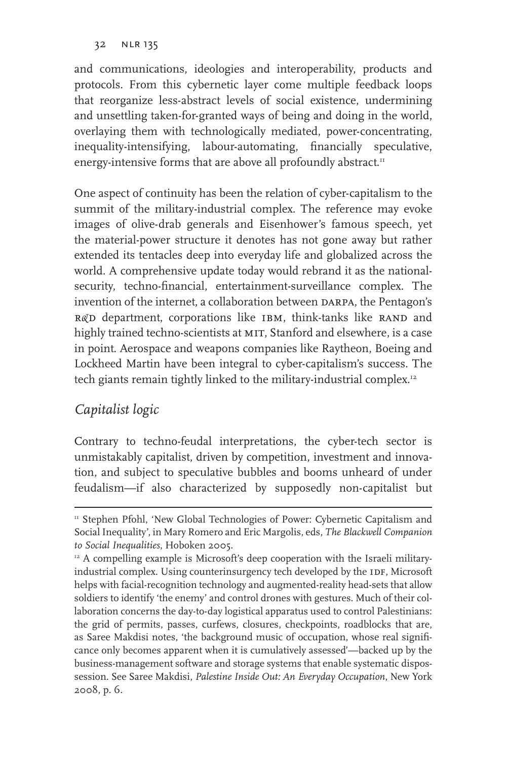and communications, ideologies and interoperability, products and protocols. From this cybernetic layer come multiple feedback loops that reorganize less-abstract levels of social existence, undermining and unsettling taken-for-granted ways of being and doing in the world, overlaying them with technologically mediated, power-concentrating, inequality-intensifying, labour-automating, financially speculative, energy-intensive forms that are above all profoundly abstract.[11]

One aspect of continuity has been the relation of cyber-capitalism to the summit of the military-industrial complex. The reference may evoke images of olive-drab generals and Eisenhower's famous speech, yet the material-power structure it denotes has not gone away but rather extended its tentacles deep into everyday life and globalized across the world. A comprehensive update today would rebrand it as the national-security, techno-financial, entertainment-surveillance complex. The invention of the internet, a collaboration between DARPA, the Pentagon's R&D department, corporations like IBM, think-tanks like RAND and highly trained techno-scientists at MIT, Stanford and elsewhere, is a case in point. Aerospace and weapons companies like Raytheon, Boeing and Lockheed Martin have been integral to cyber-capitalism's success. The tech giants remain tightly linked to the military-industrial complex.[12]

## *Capitalist logic*

Contrary to techno-feudal interpretations, the cyber-tech sector is unmistakably capitalist, driven by competition, investment and innovation, and subject to speculative bubbles and booms unheard of under feudalism—if also characterized by supposedly non-capitalist but

---

[11] Stephen Pfohl, 'New Global Technologies of Power: Cybernetic Capitalism and Social Inequality', in Mary Romero and Eric Margolis, eds, *The Blackwell Companion to Social Inequalities*, Hoboken 2005.

[12] A compelling example is Microsoft's deep cooperation with the Israeli military-industrial complex. Using counterinsurgency tech developed by the IDF, Microsoft helps with facial-recognition technology and augmented-reality head-sets that allow soldiers to identify 'the enemy' and control drones with gestures. Much of their collaboration concerns the day-to-day logistical apparatus used to control Palestinians: the grid of permits, passes, curfews, closures, checkpoints, roadblocks that are, as Saree Makdisi notes, 'the background music of occupation, whose real significance only becomes apparent when it is cumulatively assessed'—backed up by the business-management software and storage systems that enable systematic dispossession. See Saree Makdisi, *Palestine Inside Out: An Everyday Occupation*, New York 2008, p. 6.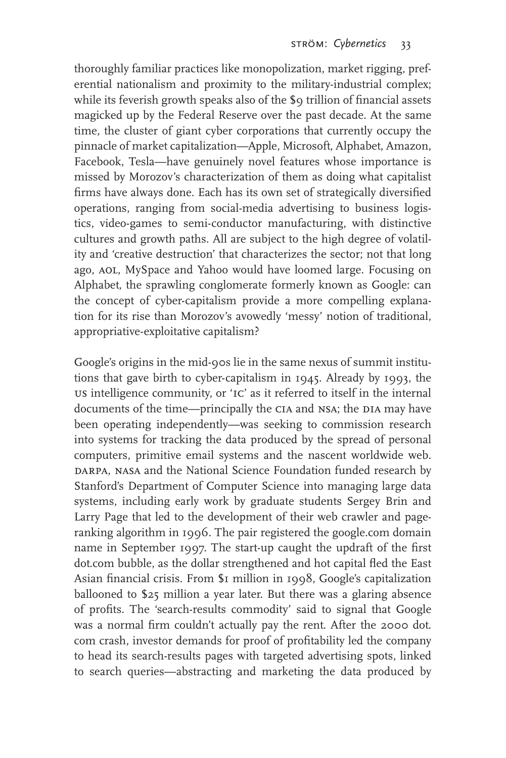thoroughly familiar practices like monopolization, market rigging, preferential nationalism and proximity to the military-industrial complex; while its feverish growth speaks also of the $9 trillion of financial assets magicked up by the Federal Reserve over the past decade. At the same time, the cluster of giant cyber corporations that currently occupy the pinnacle of market capitalization—Apple, Microsoft, Alphabet, Amazon, Facebook, Tesla—have genuinely novel features whose importance is missed by Morozov's characterization of them as doing what capitalist firms have always done. Each has its own set of strategically diversified operations, ranging from social-media advertising to business logistics, video-games to semi-conductor manufacturing, with distinctive cultures and growth paths. All are subject to the high degree of volatility and 'creative destruction' that characterizes the sector; not that long ago, AOL, MySpace and Yahoo would have loomed large. Focusing on Alphabet, the sprawling conglomerate formerly known as Google: can the concept of cyber-capitalism provide a more compelling explanation for its rise than Morozov's avowedly 'messy' notion of traditional, appropriative-exploitative capitalism?

Google's origins in the mid-90s lie in the same nexus of summit institutions that gave birth to cyber-capitalism in 1945. Already by 1993, the US intelligence community, or 'IC' as it referred to itself in the internal documents of the time—principally the CIA and NSA; the DIA may have been operating independently—was seeking to commission research into systems for tracking the data produced by the spread of personal computers, primitive email systems and the nascent worldwide web. DARPA, NASA and the National Science Foundation funded research by Stanford's Department of Computer Science into managing large data systems, including early work by graduate students Sergey Brin and Larry Page that led to the development of their web crawler and page-ranking algorithm in 1996. The pair registered the google.com domain name in September 1997. The start-up caught the updraft of the first dot.com bubble, as the dollar strengthened and hot capital fled the East Asian financial crisis. From $1 million in 1998, Google's capitalization ballooned to $25 million a year later. But there was a glaring absence of profits. The 'search-results commodity' said to signal that Google was a normal firm couldn't actually pay the rent. After the 2000 dot.com crash, investor demands for proof of profitability led the company to head its search-results pages with targeted advertising spots, linked to search queries—abstracting and marketing the data produced by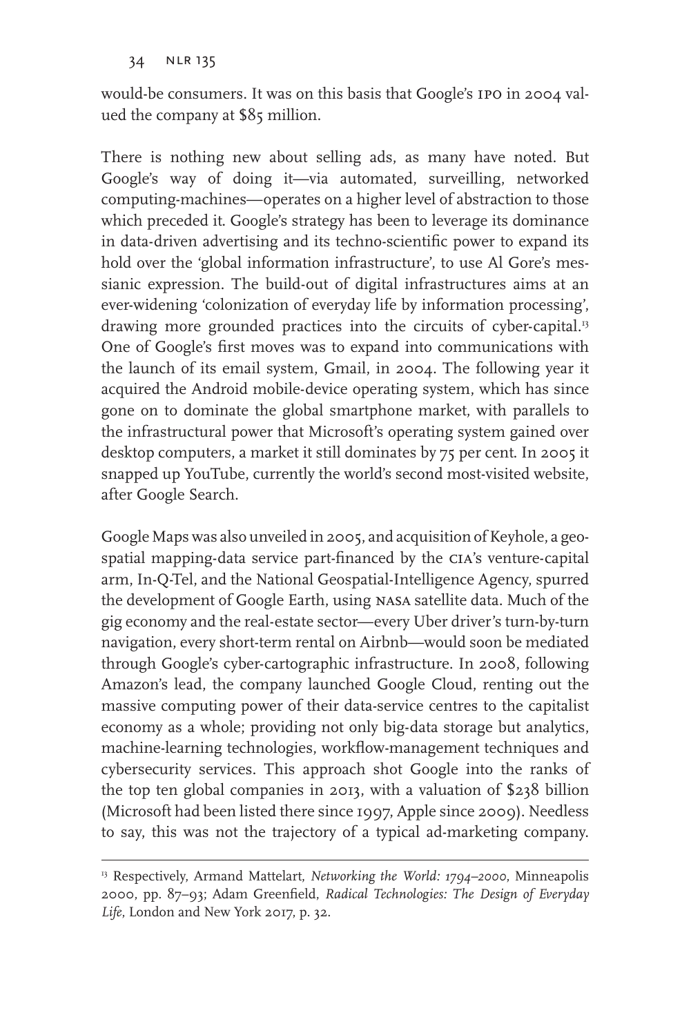would-be consumers. It was on this basis that Google's IPO in 2004 valued the company at $85 million.

There is nothing new about selling ads, as many have noted. But Google's way of doing it—via automated, surveilling, networked computing-machines—operates on a higher level of abstraction to those which preceded it. Google's strategy has been to leverage its dominance in data-driven advertising and its techno-scientific power to expand its hold over the 'global information infrastructure', to use Al Gore's messianic expression. The build-out of digital infrastructures aims at an ever-widening 'colonization of everyday life by information processing', drawing more grounded practices into the circuits of cyber-capital.[13] One of Google's first moves was to expand into communications with the launch of its email system, Gmail, in 2004. The following year it acquired the Android mobile-device operating system, which has since gone on to dominate the global smartphone market, with parallels to the infrastructural power that Microsoft's operating system gained over desktop computers, a market it still dominates by 75 per cent. In 2005 it snapped up YouTube, currently the world's second most-visited website, after Google Search.

Google Maps was also unveiled in 2005, and acquisition of Keyhole, a geospatial mapping-data service part-financed by the CIA's venture-capital arm, In-Q-Tel, and the National Geospatial-Intelligence Agency, spurred the development of Google Earth, using NASA satellite data. Much of the gig economy and the real-estate sector—every Uber driver's turn-by-turn navigation, every short-term rental on Airbnb—would soon be mediated through Google's cyber-cartographic infrastructure. In 2008, following Amazon's lead, the company launched Google Cloud, renting out the massive computing power of their data-service centres to the capitalist economy as a whole; providing not only big-data storage but analytics, machine-learning technologies, workflow-management techniques and cybersecurity services. This approach shot Google into the ranks of the top ten global companies in 2013, with a valuation of $238 billion (Microsoft had been listed there since 1997, Apple since 2009). Needless to say, this was not the trajectory of a typical ad-marketing company.

[13] Respectively, Armand Mattelart, *Networking the World: 1794–2000*, Minneapolis 2000, pp. 87–93; Adam Greenfield, *Radical Technologies: The Design of Everyday Life*, London and New York 2017, p. 32.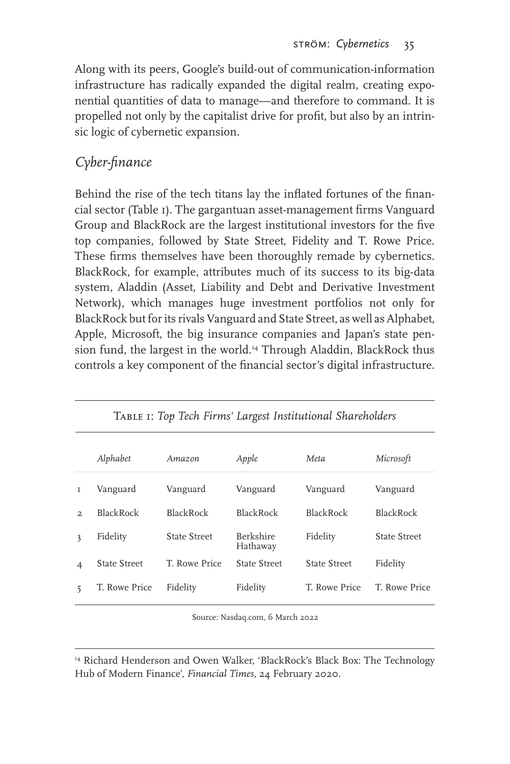Along with its peers, Google's build-out of communication-information infrastructure has radically expanded the digital realm, creating exponential quantities of data to manage—and therefore to command. It is propelled not only by the capitalist drive for profit, but also by an intrinsic logic of cybernetic expansion.

## *Cyber-finance*

Behind the rise of the tech titans lay the inflated fortunes of the financial sector (Table 1). The gargantuan asset-management firms Vanguard Group and BlackRock are the largest institutional investors for the five top companies, followed by State Street, Fidelity and T. Rowe Price. These firms themselves have been thoroughly remade by cybernetics. BlackRock, for example, attributes much of its success to its big-data system, Aladdin (Asset, Liability and Debt and Derivative Investment Network), which manages huge investment portfolios not only for BlackRock but for its rivals Vanguard and State Street, as well as Alphabet, Apple, Microsoft, the big insurance companies and Japan's state pension fund, the largest in the world.[14] Through Aladdin, BlackRock thus controls a key component of the financial sector's digital infrastructure.

TABLE 1: *Top Tech Firms' Largest Institutional Shareholders*

| | *Alphabet* | *Amazon* | *Apple* | *Meta* | *Microsoft* |
|---|---|---|---|---|---|
| 1 | Vanguard | Vanguard | Vanguard | Vanguard | Vanguard |
| 2 | BlackRock | BlackRock | BlackRock | BlackRock | BlackRock |
| 3 | Fidelity | State Street | Berkshire Hathaway | Fidelity | State Street |
| 4 | State Street | T. Rowe Price | State Street | State Street | Fidelity |
| 5 | T. Rowe Price | Fidelity | Fidelity | T. Rowe Price | T. Rowe Price |

Source: Nasdaq.com, 6 March 2022

[14] Richard Henderson and Owen Walker, 'BlackRock's Black Box: The Technology Hub of Modern Finance', *Financial Times*, 24 February 2020.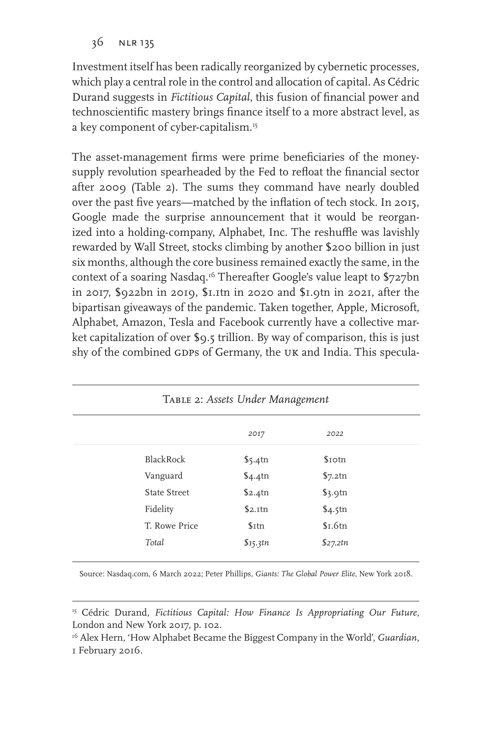Investment itself has been radically reorganized by cybernetic processes, which play a central role in the control and allocation of capital. As Cédric Durand suggests in *Fictitious Capital*, this fusion of financial power and technoscientific mastery brings finance itself to a more abstract level, as a key component of cyber-capitalism.[15]

The asset-management firms were prime beneficiaries of the money-supply revolution spearheaded by the Fed to refloat the financial sector after 2009 (Table 2). The sums they command have nearly doubled over the past five years—matched by the inflation of tech stock. In 2015, Google made the surprise announcement that it would be reorganized into a holding-company, Alphabet, Inc. The reshuffle was lavishly rewarded by Wall Street, stocks climbing by another $200 billion in just six months, although the core business remained exactly the same, in the context of a soaring Nasdaq.[16] Thereafter Google's value leapt to $727bn in 2017, $922bn in 2019, $1.1tn in 2020 and $1.9tn in 2021, after the bipartisan giveaways of the pandemic. Taken together, Apple, Microsoft, Alphabet, Amazon, Tesla and Facebook currently have a collective market capitalization of over $9.5 trillion. By way of comparison, this is just shy of the combined GDPs of Germany, the UK and India. This specula-

Table 2: *Assets Under Management*

| | *2017* | *2022* |
|---|---|---|
| BlackRock | $5.4tn | $10tn |
| Vanguard | $4.4tn | $7.2tn |
| State Street | $2.4tn | $3.9tn |
| Fidelity | $2.1tn | $4.5tn |
| T. Rowe Price | $1tn | $1.6tn |
| *Total* | *$15.3tn* | *$27.2tn* |

Source: Nasdaq.com, 6 March 2022; Peter Phillips, *Giants: The Global Power Elite*, New York 2018.

[15] Cédric Durand, *Fictitious Capital: How Finance Is Appropriating Our Future*, London and New York 2017, p. 102.

[16] Alex Hern, 'How Alphabet Became the Biggest Company in the World', *Guardian*, 1 February 2016.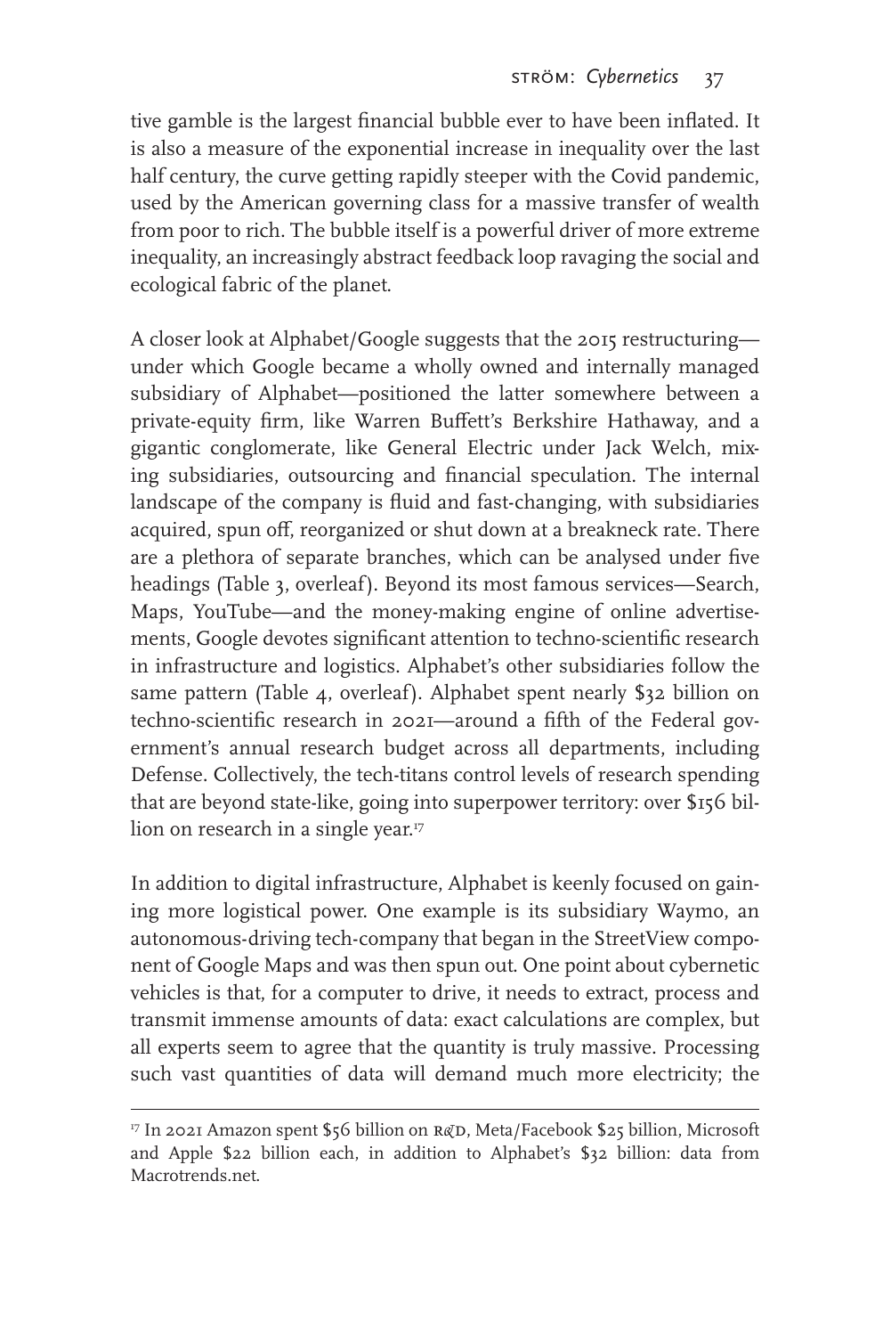tive gamble is the largest financial bubble ever to have been inflated. It is also a measure of the exponential increase in inequality over the last half century, the curve getting rapidly steeper with the Covid pandemic, used by the American governing class for a massive transfer of wealth from poor to rich. The bubble itself is a powerful driver of more extreme inequality, an increasingly abstract feedback loop ravaging the social and ecological fabric of the planet.

A closer look at Alphabet/Google suggests that the 2015 restructuring—under which Google became a wholly owned and internally managed subsidiary of Alphabet—positioned the latter somewhere between a private-equity firm, like Warren Buffett's Berkshire Hathaway, and a gigantic conglomerate, like General Electric under Jack Welch, mixing subsidiaries, outsourcing and financial speculation. The internal landscape of the company is fluid and fast-changing, with subsidiaries acquired, spun off, reorganized or shut down at a breakneck rate. There are a plethora of separate branches, which can be analysed under five headings (Table 3, overleaf). Beyond its most famous services—Search, Maps, YouTube—and the money-making engine of online advertisements, Google devotes significant attention to techno-scientific research in infrastructure and logistics. Alphabet's other subsidiaries follow the same pattern (Table 4, overleaf). Alphabet spent nearly $32 billion on techno-scientific research in 2021—around a fifth of the Federal government's annual research budget across all departments, including Defense. Collectively, the tech-titans control levels of research spending that are beyond state-like, going into superpower territory: over $156 billion on research in a single year.[17]

In addition to digital infrastructure, Alphabet is keenly focused on gaining more logistical power. One example is its subsidiary Waymo, an autonomous-driving tech-company that began in the StreetView component of Google Maps and was then spun out. One point about cybernetic vehicles is that, for a computer to drive, it needs to extract, process and transmit immense amounts of data: exact calculations are complex, but all experts seem to agree that the quantity is truly massive. Processing such vast quantities of data will demand much more electricity; the

---

[17] In 2021 Amazon spent $56 billion on R&D, Meta/Facebook $25 billion, Microsoft and Apple $22 billion each, in addition to Alphabet's $32 billion: data from Macrotrends.net.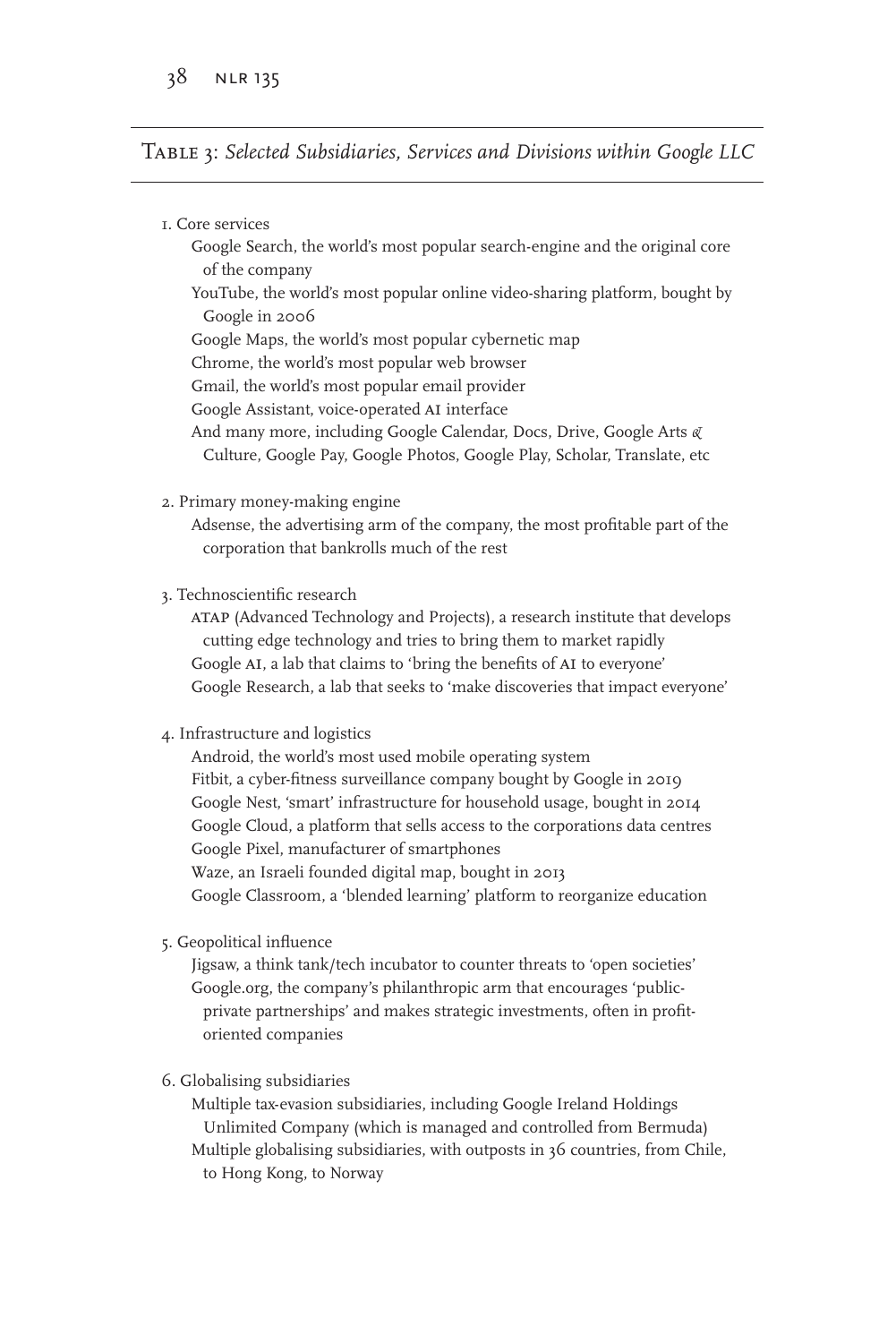Table 3: *Selected Subsidiaries, Services and Divisions within Google LLC*

1. Core services
   - Google Search, the world's most popular search-engine and the original core of the company
   - YouTube, the world's most popular online video-sharing platform, bought by Google in 2006
   - Google Maps, the world's most popular cybernetic map
   - Chrome, the world's most popular web browser
   - Gmail, the world's most popular email provider
   - Google Assistant, voice-operated AI interface
   - And many more, including Google Calendar, Docs, Drive, Google Arts & Culture, Google Pay, Google Photos, Google Play, Scholar, Translate, etc

2. Primary money-making engine
   - Adsense, the advertising arm of the company, the most profitable part of the corporation that bankrolls much of the rest

3. Technoscientific research
   - ATAP (Advanced Technology and Projects), a research institute that develops cutting edge technology and tries to bring them to market rapidly
   - Google AI, a lab that claims to 'bring the benefits of AI to everyone'
   - Google Research, a lab that seeks to 'make discoveries that impact everyone'

4. Infrastructure and logistics
   - Android, the world's most used mobile operating system
   - Fitbit, a cyber-fitness surveillance company bought by Google in 2019
   - Google Nest, 'smart' infrastructure for household usage, bought in 2014
   - Google Cloud, a platform that sells access to the corporations data centres
   - Google Pixel, manufacturer of smartphones
   - Waze, an Israeli founded digital map, bought in 2013
   - Google Classroom, a 'blended learning' platform to reorganize education

5. Geopolitical influence
   - Jigsaw, a think tank/tech incubator to counter threats to 'open societies'
   - Google.org, the company's philanthropic arm that encourages 'public-private partnerships' and makes strategic investments, often in profit-oriented companies

6. Globalising subsidiaries
   - Multiple tax-evasion subsidiaries, including Google Ireland Holdings Unlimited Company (which is managed and controlled from Bermuda)
   - Multiple globalising subsidiaries, with outposts in 36 countries, from Chile, to Hong Kong, to Norway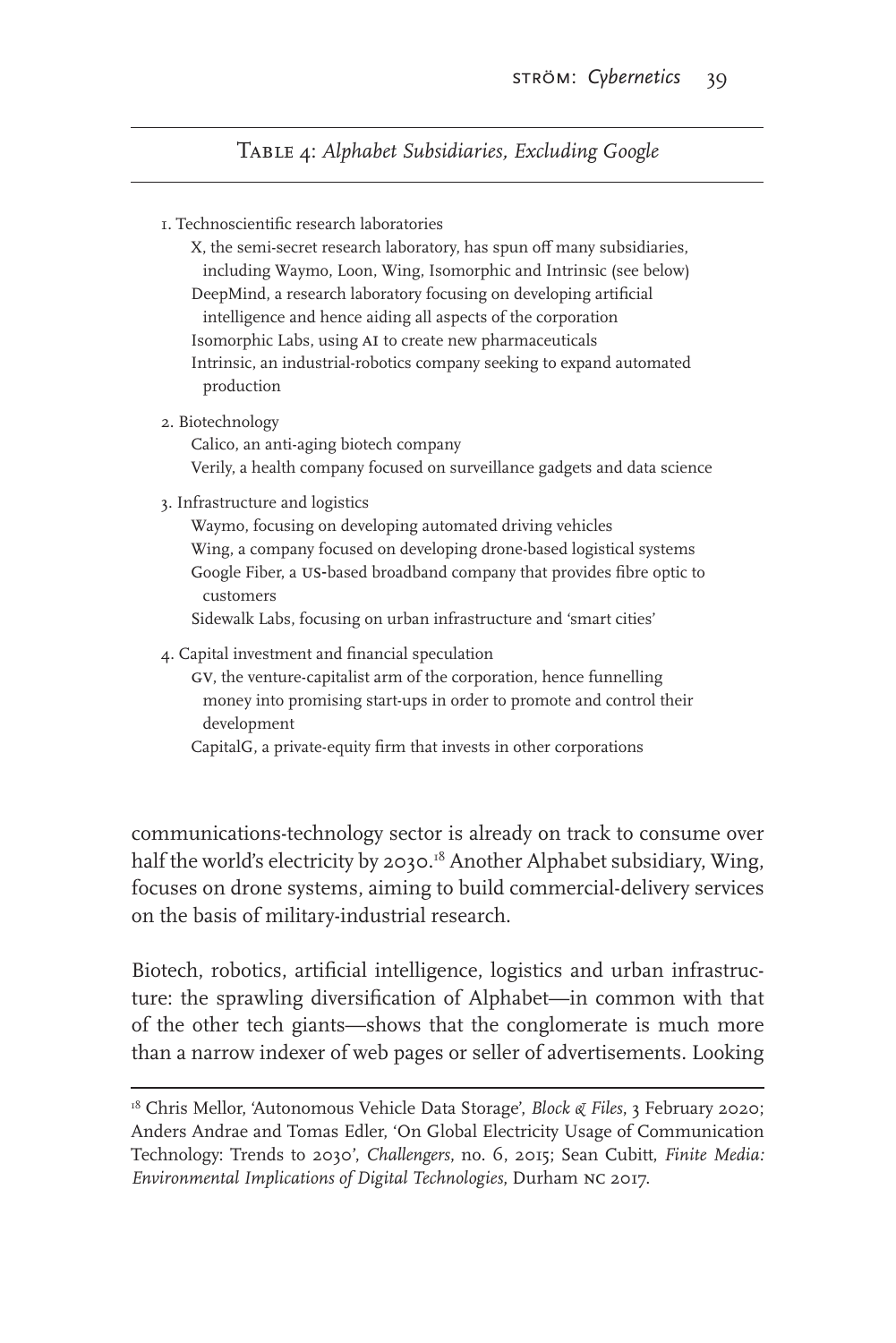**Table 4:** *Alphabet Subsidiaries, Excluding Google*

1. Technoscientific research laboratories
   - X, the semi-secret research laboratory, has spun off many subsidiaries, including Waymo, Loon, Wing, Isomorphic and Intrinsic (see below)
   - DeepMind, a research laboratory focusing on developing artificial intelligence and hence aiding all aspects of the corporation
   - Isomorphic Labs, using AI to create new pharmaceuticals
   - Intrinsic, an industrial-robotics company seeking to expand automated production
2. Biotechnology
   - Calico, an anti-aging biotech company
   - Verily, a health company focused on surveillance gadgets and data science
3. Infrastructure and logistics
   - Waymo, focusing on developing automated driving vehicles
   - Wing, a company focused on developing drone-based logistical systems
   - Google Fiber, a US-based broadband company that provides fibre optic to customers
   - Sidewalk Labs, focusing on urban infrastructure and 'smart cities'
4. Capital investment and financial speculation
   - GV, the venture-capitalist arm of the corporation, hence funnelling money into promising start-ups in order to promote and control their development
   - CapitalG, a private-equity firm that invests in other corporations

communications-technology sector is already on track to consume over half the world's electricity by 2030.[18] Another Alphabet subsidiary, Wing, focuses on drone systems, aiming to build commercial-delivery services on the basis of military-industrial research.

Biotech, robotics, artificial intelligence, logistics and urban infrastructure: the sprawling diversification of Alphabet—in common with that of the other tech giants—shows that the conglomerate is much more than a narrow indexer of web pages or seller of advertisements. Looking

[18] Chris Mellor, 'Autonomous Vehicle Data Storage', *Block & Files*, 3 February 2020; Anders Andrae and Tomas Edler, 'On Global Electricity Usage of Communication Technology: Trends to 2030', *Challengers*, no. 6, 2015; Sean Cubitt, *Finite Media: Environmental Implications of Digital Technologies*, Durham NC 2017.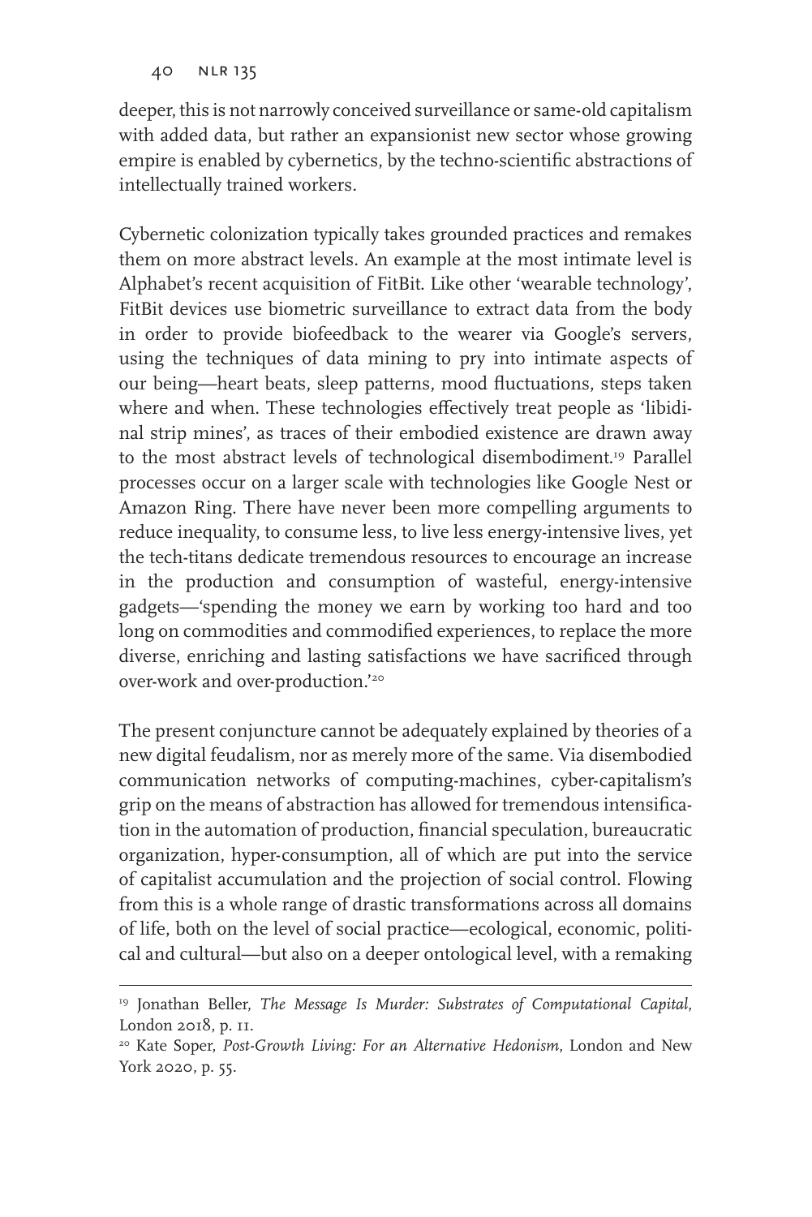deeper, this is not narrowly conceived surveillance or same-old capitalism with added data, but rather an expansionist new sector whose growing empire is enabled by cybernetics, by the techno-scientific abstractions of intellectually trained workers.

Cybernetic colonization typically takes grounded practices and remakes them on more abstract levels. An example at the most intimate level is Alphabet's recent acquisition of FitBit. Like other 'wearable technology', FitBit devices use biometric surveillance to extract data from the body in order to provide biofeedback to the wearer via Google's servers, using the techniques of data mining to pry into intimate aspects of our being—heart beats, sleep patterns, mood fluctuations, steps taken where and when. These technologies effectively treat people as 'libidinal strip mines', as traces of their embodied existence are drawn away to the most abstract levels of technological disembodiment.[19] Parallel processes occur on a larger scale with technologies like Google Nest or Amazon Ring. There have never been more compelling arguments to reduce inequality, to consume less, to live less energy-intensive lives, yet the tech-titans dedicate tremendous resources to encourage an increase in the production and consumption of wasteful, energy-intensive gadgets—'spending the money we earn by working too hard and too long on commodities and commodified experiences, to replace the more diverse, enriching and lasting satisfactions we have sacrificed through over-work and over-production.'[20]

The present conjuncture cannot be adequately explained by theories of a new digital feudalism, nor as merely more of the same. Via disembodied communication networks of computing-machines, cyber-capitalism's grip on the means of abstraction has allowed for tremendous intensification in the automation of production, financial speculation, bureaucratic organization, hyper-consumption, all of which are put into the service of capitalist accumulation and the projection of social control. Flowing from this is a whole range of drastic transformations across all domains of life, both on the level of social practice—ecological, economic, political and cultural—but also on a deeper ontological level, with a remaking

---

[19] Jonathan Beller, *The Message Is Murder: Substrates of Computational Capital*, London 2018, p. 11.

[20] Kate Soper, *Post-Growth Living: For an Alternative Hedonism*, London and New York 2020, p. 55.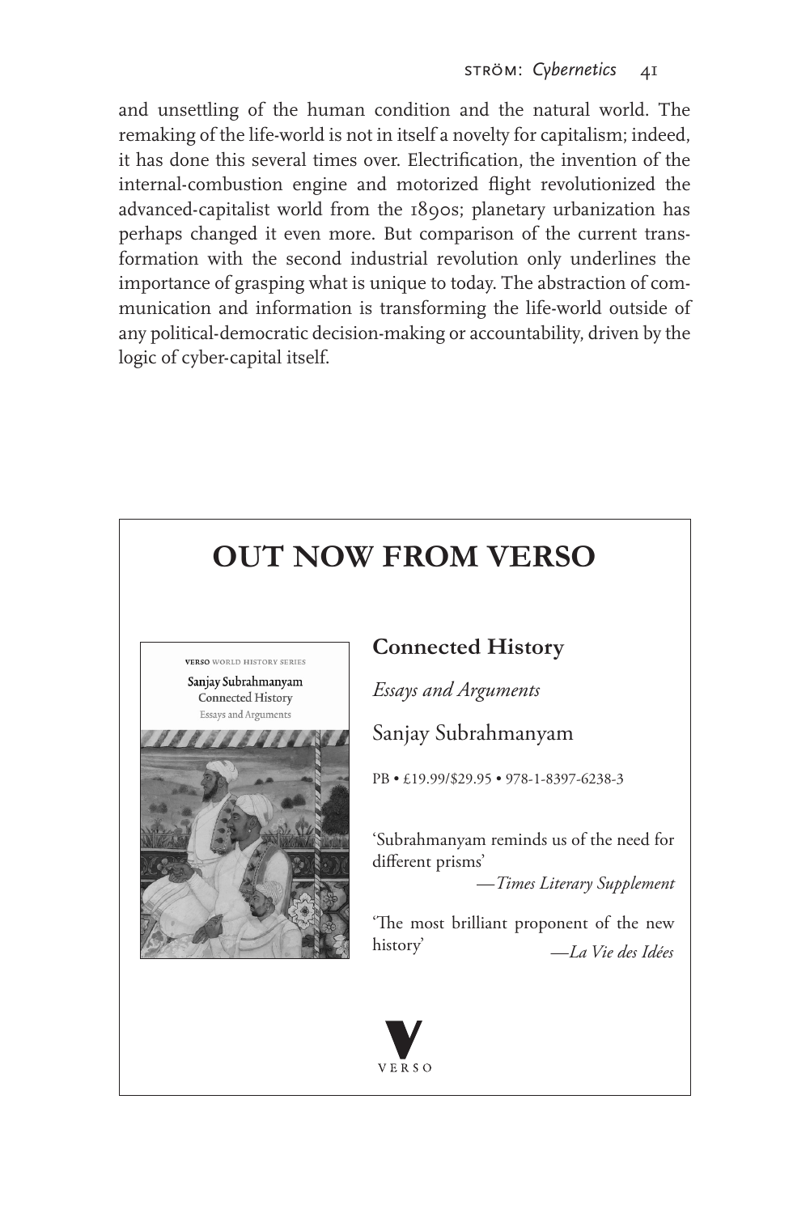and unsettling of the human condition and the natural world. The remaking of the life-world is not in itself a novelty for capitalism; indeed, it has done this several times over. Electrification, the invention of the internal-combustion engine and motorized flight revolutionized the advanced-capitalist world from the 1890s; planetary urbanization has perhaps changed it even more. But comparison of the current transformation with the second industrial revolution only underlines the importance of grasping what is unique to today. The abstraction of communication and information is transforming the life-world outside of any political-democratic decision-making or accountability, driven by the logic of cyber-capital itself.

# OUT NOW FROM VERSO

VERSO WORLD HISTORY SERIES
Sanjay Subrahmanyam
Connected History
Essays and Arguments

**Connected History**

*Essays and Arguments*

Sanjay Subrahmanyam

PB • £19.99/$29.95 • 978-1-8397-6238-3

'Subrahmanyam reminds us of the need for different prisms'
—*Times Literary Supplement*

'The most brilliant proponent of the new history'
—*La Vie des Idées*

VERSO